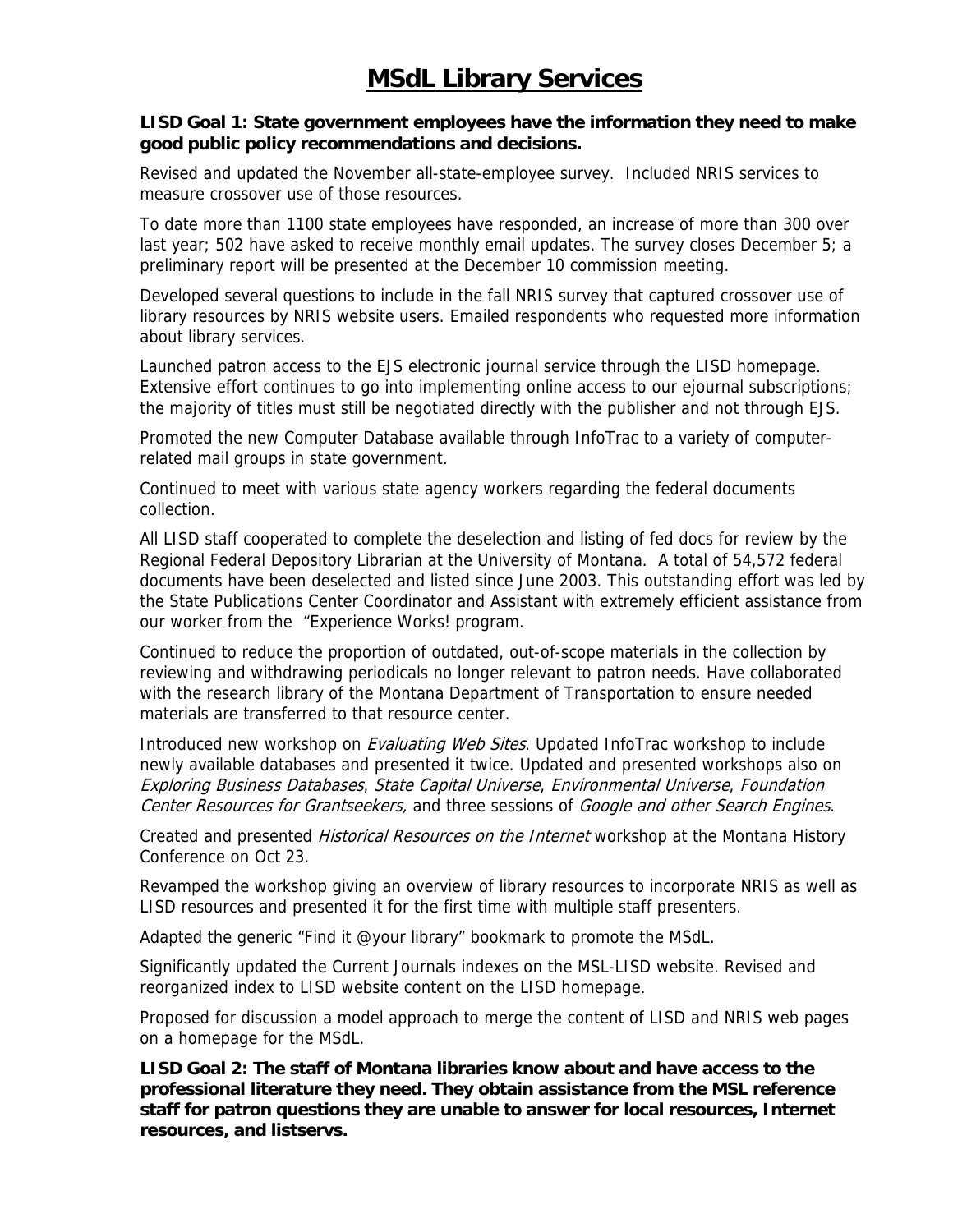# MSdL Library Services

**LISD Goal 1: State government employees have the information they need to make good public policy recommendations and decisions.**

Revised and updated the November all-state-employee survey. Included NRIS services to measure crossover use of those resources.

To date more than 1100 state employees have responded, an increase of more than 300 over last year; 502 have asked to receive monthly email updates. The survey closes December 5; a preliminary report will be presented at the December 10 commission meeting.

Developed several questions to include in the fall NRIS survey that captured crossover use of library resources by NRIS website users. Emailed respondents who requested more information about library services.

Launched patron access to the EJS electronic journal service through the LISD homepage. Extensive effort continues to go into implementing online access to our ejournal subscriptions; the majority of titles must still be negotiated directly with the publisher and not through EJS.

Promoted the new Computer Database available through InfoTrac to a variety of computer-related mail groups in state government.

Continued to meet with various state agency workers regarding the federal documents collection.

All LISD staff cooperated to complete the deselection and listing of fed docs for review by the Regional Federal Depository Librarian at the University of Montana. A total of 54,572 federal documents have been deselected and listed since June 2003. This outstanding effort was led by the State Publications Center Coordinator and Assistant with extremely efficient assistance from our worker from the "Experience Works! program.

Continued to reduce the proportion of outdated, out-of-scope materials in the collection by reviewing and withdrawing periodicals no longer relevant to patron needs. Have collaborated with the research library of the Montana Department of Transportation to ensure needed materials are transferred to that resource center.

Introduced new workshop on *Evaluating Web Sites*. Updated InfoTrac workshop to include newly available databases and presented it twice. Updated and presented workshops also on *Exploring Business Databases*, *State Capital Universe*, *Environmental Universe*, *Foundation Center Resources for Grantseekers,* and three sessions of *Google and other Search Engines*.

Created and presented *Historical Resources on the Internet* workshop at the Montana History Conference on Oct 23.

Revamped the workshop giving an overview of library resources to incorporate NRIS as well as LISD resources and presented it for the first time with multiple staff presenters.

Adapted the generic "Find it @your library" bookmark to promote the MSdL.

Significantly updated the Current Journals indexes on the MSL-LISD website. Revised and reorganized index to LISD website content on the LISD homepage.

Proposed for discussion a model approach to merge the content of LISD and NRIS web pages on a homepage for the MSdL.

**LISD Goal 2: The staff of Montana libraries know about and have access to the professional literature they need. They obtain assistance from the MSL reference staff for patron questions they are unable to answer for local resources, Internet resources, and listservs.**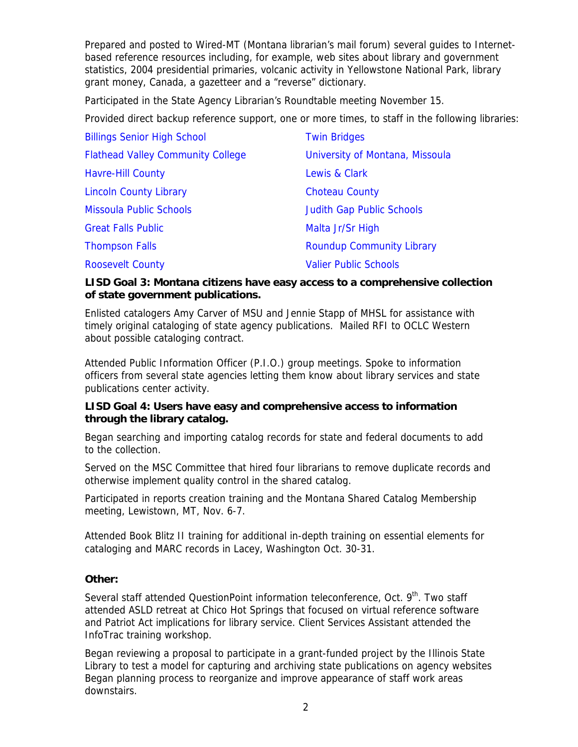Prepared and posted to Wired-MT (Montana librarian's mail forum) several guides to Internet-based reference resources including, for example, web sites about library and government statistics, 2004 presidential primaries, volcanic activity in Yellowstone National Park, library grant money, Canada, a gazetteer and a "reverse" dictionary.

Participated in the State Agency Librarian's Roundtable meeting November 15.

Provided direct backup reference support, one or more times, to staff in the following libraries:

- Billings Senior High School
- Flathead Valley Community College
- Havre-Hill County
- Lincoln County Library
- Missoula Public Schools
- Great Falls Public
- Thompson Falls
- Roosevelt County
- Twin Bridges
- University of Montana, Missoula
- Lewis & Clark
- Choteau County
- Judith Gap Public Schools
- Malta Jr/Sr High
- Roundup Community Library
- Valier Public Schools

**LISD Goal 3: Montana citizens have easy access to a comprehensive collection of state government publications.**

Enlisted catalogers Amy Carver of MSU and Jennie Stapp of MHSL for assistance with timely original cataloging of state agency publications. Mailed RFI to OCLC Western about possible cataloging contract.

Attended Public Information Officer (P.I.O.) group meetings. Spoke to information officers from several state agencies letting them know about library services and state publications center activity.

**LISD Goal 4: Users have easy and comprehensive access to information through the library catalog.**

Began searching and importing catalog records for state and federal documents to add to the collection.

Served on the MSC Committee that hired four librarians to remove duplicate records and otherwise implement quality control in the shared catalog.

Participated in reports creation training and the Montana Shared Catalog Membership meeting, Lewistown, MT, Nov. 6-7.

Attended Book Blitz II training for additional in-depth training on essential elements for cataloging and MARC records in Lacey, Washington Oct. 30-31.

**Other:**

Several staff attended QuestionPoint information teleconference, Oct. 9th. Two staff attended ASLD retreat at Chico Hot Springs that focused on virtual reference software and Patriot Act implications for library service. Client Services Assistant attended the InfoTrac training workshop.

Began reviewing a proposal to participate in a grant-funded project by the Illinois State Library to test a model for capturing and archiving state publications on agency websites Began planning process to reorganize and improve appearance of staff work areas downstairs.